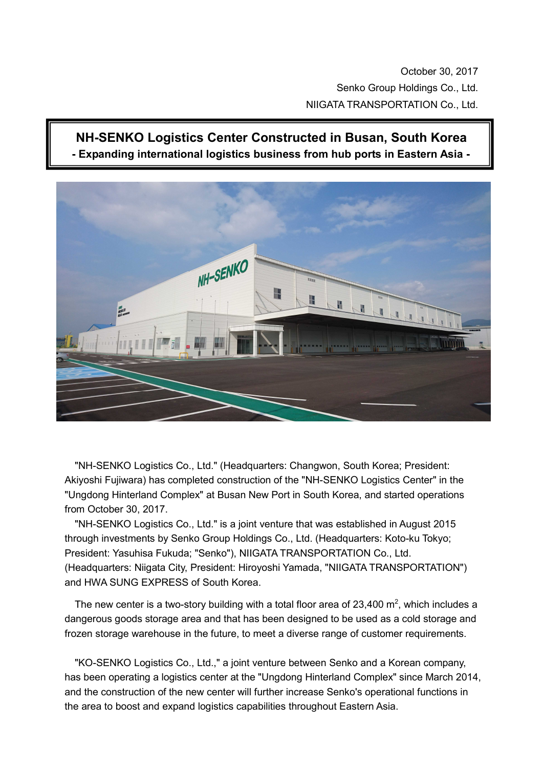October 30, 2017

Senko Group Holdings Co., Ltd.

NIIGATA TRANSPORTATION Co., Ltd.

# NH-SENKO Logistics Center Constructed in Busan, South Korea

**- Expanding international logistics business from hub ports in Eastern Asia -**

"NH-SENKO Logistics Co., Ltd." (Headquarters: Changwon, South Korea; President: Akiyoshi Fujiwara) has completed construction of the "NH-SENKO Logistics Center" in the "Ungdong Hinterland Complex" at Busan New Port in South Korea, and started operations from October 30, 2017.

"NH-SENKO Logistics Co., Ltd." is a joint venture that was established in August 2015 through investments by Senko Group Holdings Co., Ltd. (Headquarters: Koto-ku Tokyo; President: Yasuhisa Fukuda; "Senko"), NIIGATA TRANSPORTATION Co., Ltd. (Headquarters: Niigata City, President: Hiroyoshi Yamada, "NIIGATA TRANSPORTATION") and HWA SUNG EXPRESS of South Korea.

The new center is a two-story building with a total floor area of 23,400 $m^2$, which includes a dangerous goods storage area and that has been designed to be used as a cold storage and frozen storage warehouse in the future, to meet a diverse range of customer requirements.

"KO-SENKO Logistics Co., Ltd.," a joint venture between Senko and a Korean company, has been operating a logistics center at the "Ungdong Hinterland Complex" since March 2014, and the construction of the new center will further increase Senko's operational functions in the area to boost and expand logistics capabilities throughout Eastern Asia.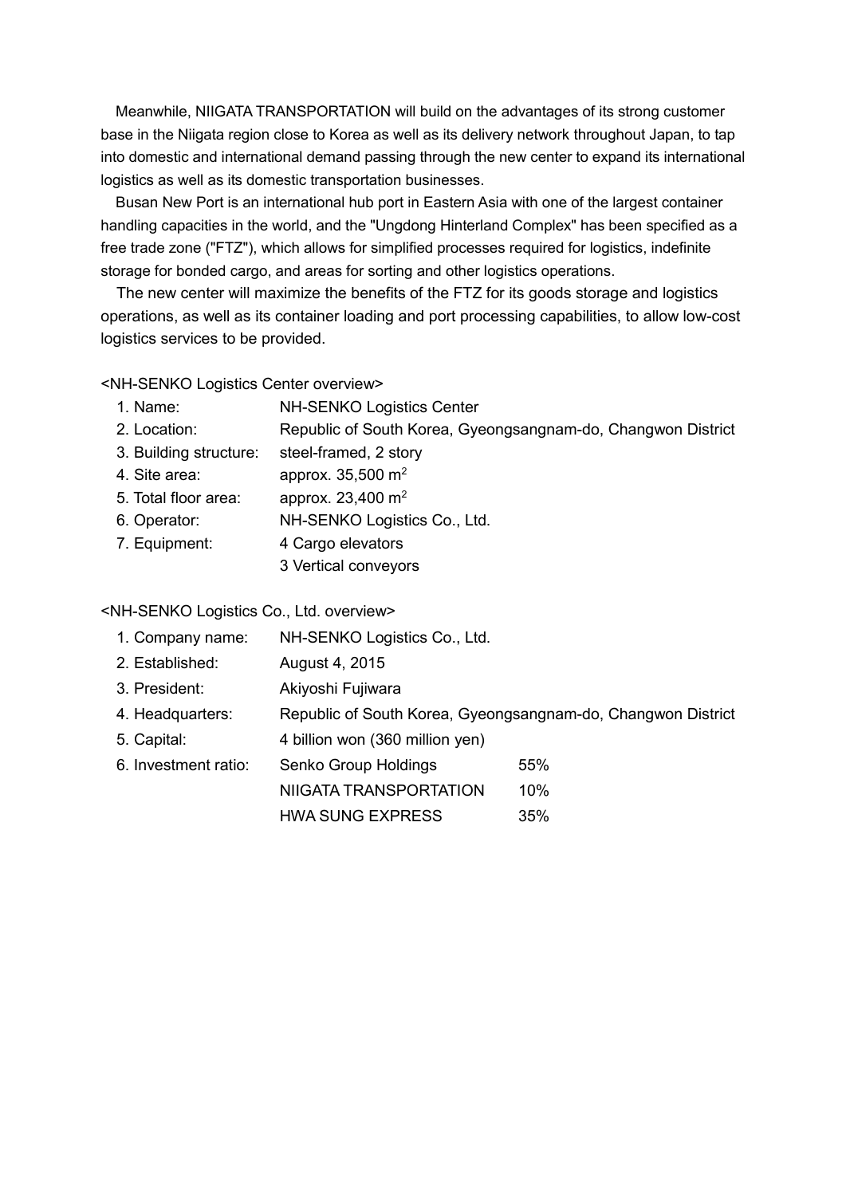Meanwhile, NIIGATA TRANSPORTATION will build on the advantages of its strong customer base in the Niigata region close to Korea as well as its delivery network throughout Japan, to tap into domestic and international demand passing through the new center to expand its international logistics as well as its domestic transportation businesses.

Busan New Port is an international hub port in Eastern Asia with one of the largest container handling capacities in the world, and the "Ungdong Hinterland Complex" has been specified as a free trade zone ("FTZ"), which allows for simplified processes required for logistics, indefinite storage for bonded cargo, and areas for sorting and other logistics operations.

The new center will maximize the benefits of the FTZ for its goods storage and logistics operations, as well as its container loading and port processing capabilities, to allow low-cost logistics services to be provided.

<NH-SENKO Logistics Center overview>

| | |
|---|---|
| 1. Name: | NH-SENKO Logistics Center |
| 2. Location: | Republic of South Korea, Gyeongsangnam-do, Changwon District |
| 3. Building structure: | steel-framed, 2 story |
| 4. Site area: | approx. 35,500 $m^2$ |
| 5. Total floor area: | approx. 23,400 $m^2$ |
| 6. Operator: | NH-SENKO Logistics Co., Ltd. |
| 7. Equipment: | 4 Cargo elevators<br>3 Vertical conveyors |

<NH-SENKO Logistics Co., Ltd. overview>

| | | |
|---|---|---|
| 1. Company name: | NH-SENKO Logistics Co., Ltd. | |
| 2. Established: | August 4, 2015 | |
| 3. President: | Akiyoshi Fujiwara | |
| 4. Headquarters: | Republic of South Korea, Gyeongsangnam-do, Changwon District | |
| 5. Capital: | 4 billion won (360 million yen) | |
| 6. Investment ratio: | Senko Group Holdings | 55% |
| | NIIGATA TRANSPORTATION | 10% |
| | HWA SUNG EXPRESS | 35% |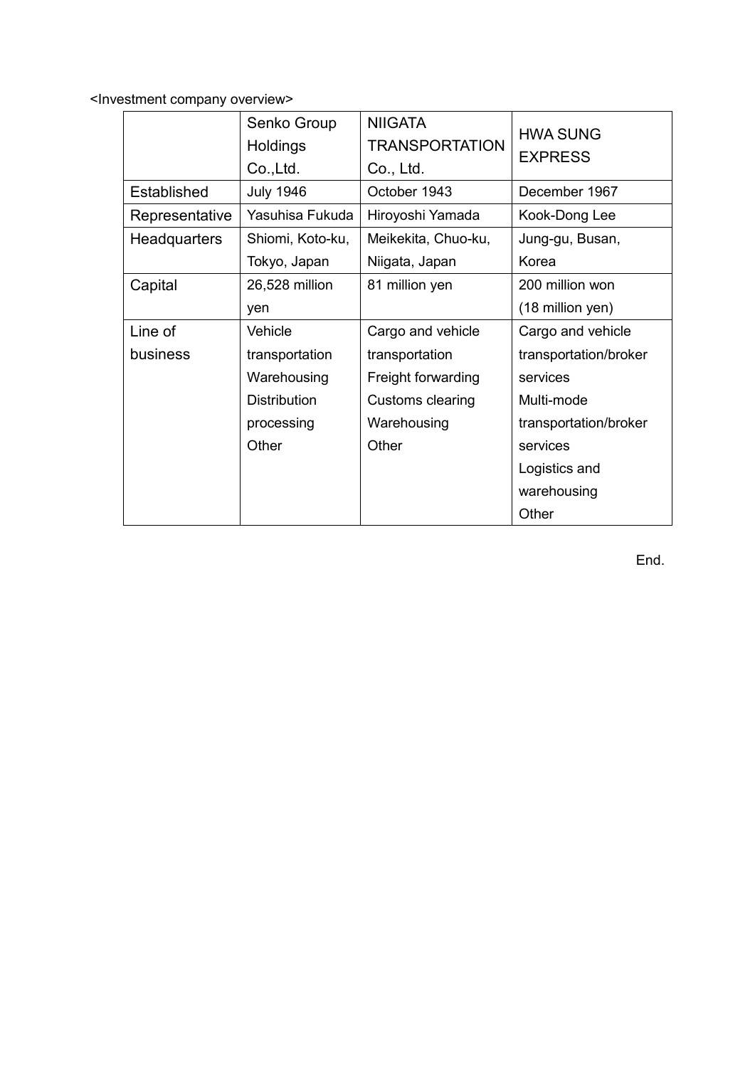<Investment company overview>

| | Senko Group Holdings Co.,Ltd. | NIIGATA TRANSPORTATION Co., Ltd. | HWA SUNG EXPRESS |
|---|---|---|---|
| Established | July 1946 | October 1943 | December 1967 |
| Representative | Yasuhisa Fukuda | Hiroyoshi Yamada | Kook-Dong Lee |
| Headquarters | Shiomi, Koto-ku, Tokyo, Japan | Meikekita, Chuo-ku, Niigata, Japan | Jung-gu, Busan, Korea |
| Capital | 26,528 million yen | 81 million yen | 200 million won (18 million yen) |
| Line of business | Vehicle transportation<br>Warehousing<br>Distribution processing<br>Other | Cargo and vehicle transportation<br>Freight forwarding<br>Customs clearing<br>Warehousing<br>Other | Cargo and vehicle transportation/broker services<br>Multi-mode transportation/broker services<br>Logistics and warehousing<br>Other |

End.